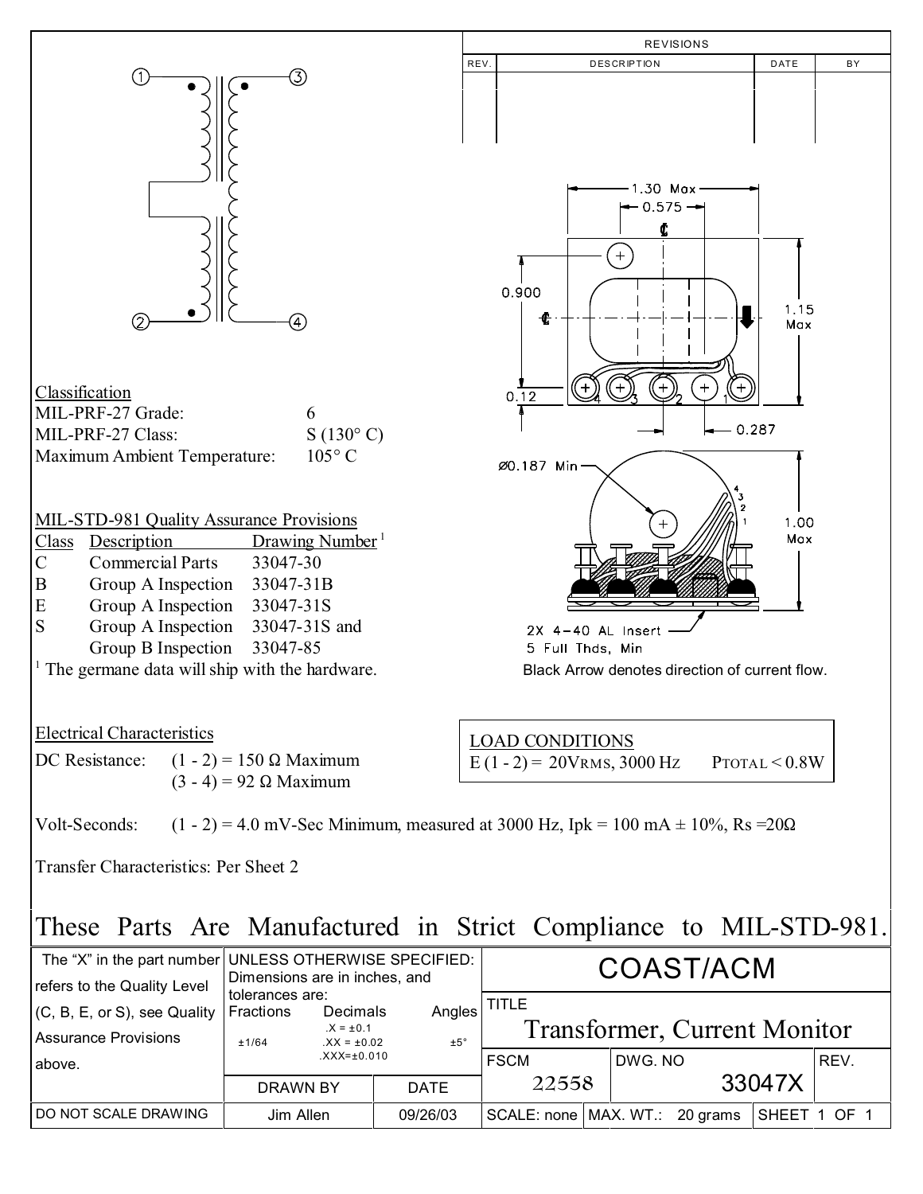## REVISIONS

| REV. | DESCRIPTION | DATE | BY |
|---|---|---|---|
| | | | |

1.30 Max

0.575

0.900

1.15 Max

0.12

0.287

Ø0.187 Min

1.00 Max

2X 4-40 AL Insert
5 Full Thds, Min

Black Arrow denotes direction of current flow.

### Classification

| | |
|---|---|
| MIL-PRF-27 Grade: | 6 |
| MIL-PRF-27 Class: | S (130° C) |
| Maximum Ambient Temperature: | 105° C |

### MIL-STD-981 Quality Assurance Provisions

| Class | Description | Drawing Number [1] |
|---|---|---|
| C | Commercial Parts | 33047-30 |
| B | Group A Inspection | 33047-31B |
| E | Group A Inspection | 33047-31S |
| S | Group A Inspection | 33047-31S and |
| | Group B Inspection | 33047-85 |

[1] The germane data will ship with the hardware.

### Electrical Characteristics

DC Resistance: (1 - 2) = 150 Ω Maximum
(3 - 4) = 92 Ω Maximum

**LOAD CONDITIONS**
E (1 - 2) = 20VRMS, 3000 Hz    PTOTAL < 0.8W

Volt-Seconds: (1 - 2) = 4.0 mV-Sec Minimum, measured at 3000 Hz, Ipk = 100 mA ± 10%, Rs =20Ω

Transfer Characteristics: Per Sheet 2

# These Parts Are Manufactured in Strict Compliance to MIL-STD-981.

The "X" in the part number refers to the Quality Level (C, B, E, or S), see Quality Assurance Provisions above.

UNLESS OTHERWISE SPECIFIED: Dimensions are in inches, and tolerances are:

| Fractions | Decimals | Angles |
|---|---|---|
| ±1/64 | .X = ±0.1<br>.XX = ±0.02<br>.XXX=±0.010 | ±5° |

| DRAWN BY | DATE |
|---|---|
| Jim Allen | 09/26/03 |

DO NOT SCALE DRAWING

**COAST/ACM**

TITLE: Transformer, Current Monitor

| FSCM | DWG. NO | REV. |
|---|---|---|
| 22558 | 33047X | |

SCALE: none | MAX. WT.: 20 grams | SHEET 1 OF 1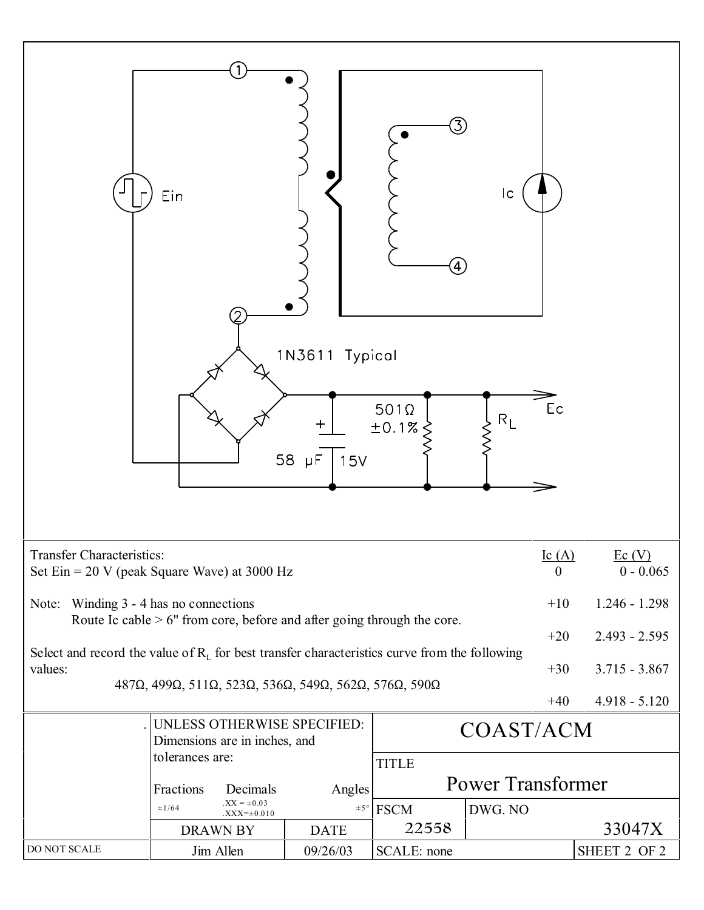1N3611 Typical

Ein

Ic

Ec

501Ω ±0.1%

$R_L$

58 µF 15V

Transfer Characteristics:
Set Ein = 20 V (peak Square Wave) at 3000 Hz

Note: Winding 3 - 4 has no connections
Route Ic cable > 6" from core, before and after going through the core.

Select and record the value of $R_L$ for best transfer characteristics curve from the following values:
487Ω, 499Ω, 511Ω, 523Ω, 536Ω, 549Ω, 562Ω, 576Ω, 590Ω

| Ic (A) | Ec (V) |
|---|---|
| 0 | 0 - 0.065 |
| +10 | 1.246 - 1.298 |
| +20 | 2.493 - 2.595 |
| +30 | 3.715 - 3.867 |
| +40 | 4.918 - 5.120 |

| | | | | | |
|---|---|---|---|---|---|
| UNLESS OTHERWISE SPECIFIED: Dimensions are in inches, and tolerances are: | | | COAST/ACM | | |
| Fractions ±1/64 | Decimals .XX = ±0.03 .XXX=±0.010 | Angles ±5° | TITLE Power Transformer | | |
| DRAWN BY | DATE | | FSCM 22558 | DWG. NO 33047X | |
| DO NOT SCALE | Jim Allen | 09/26/03 | SCALE: none | | SHEET 2 OF 2 |